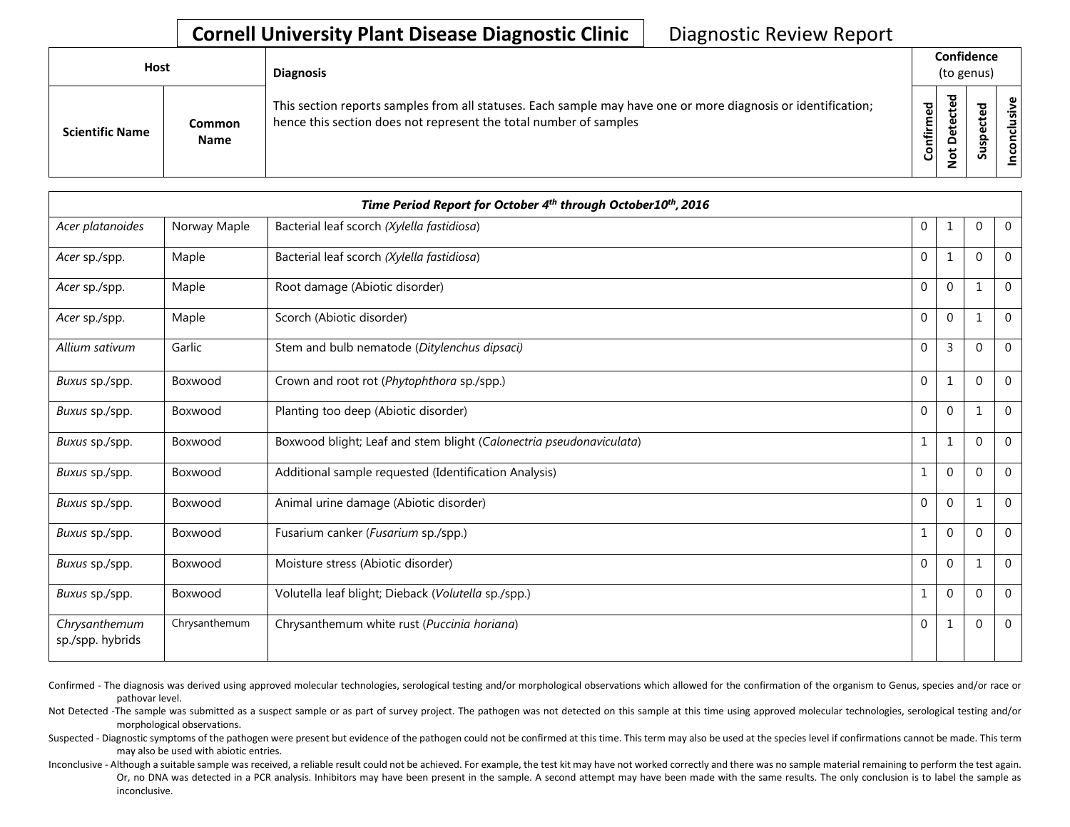# Cornell University Plant Disease Diagnostic Clinic — Diagnostic Review Report

| Host | | Diagnosis | Confidence (to genus) | | | |
|---|---|---|---|---|---|---|
| **Scientific Name** | **Common Name** | This section reports samples from all statuses. Each sample may have one or more diagnosis or identification; hence this section does not represent the total number of samples | **Confirmed** | **Not Detected** | **Suspected** | **Inconclusive** |
| ***Time Period Report for October 4th through October10th, 2016*** | | | | | | |
| *Acer platanoides* | Norway Maple | Bacterial leaf scorch (*Xylella fastidiosa*) | 0 | 1 | 0 | 0 |
| *Acer* sp./spp. | Maple | Bacterial leaf scorch (*Xylella fastidiosa*) | 0 | 1 | 0 | 0 |
| *Acer* sp./spp. | Maple | Root damage (Abiotic disorder) | 0 | 0 | 1 | 0 |
| *Acer* sp./spp. | Maple | Scorch (Abiotic disorder) | 0 | 0 | 1 | 0 |
| *Allium sativum* | Garlic | Stem and bulb nematode (*Ditylenchus dipsaci)* | 0 | 3 | 0 | 0 |
| *Buxus* sp./spp. | Boxwood | Crown and root rot (*Phytophthora* sp./spp.) | 0 | 1 | 0 | 0 |
| *Buxus* sp./spp. | Boxwood | Planting too deep (Abiotic disorder) | 0 | 0 | 1 | 0 |
| *Buxus* sp./spp. | Boxwood | Boxwood blight; Leaf and stem blight (*Calonectria pseudonaviculata*) | 1 | 1 | 0 | 0 |
| *Buxus* sp./spp. | Boxwood | Additional sample requested (Identification Analysis) | 1 | 0 | 0 | 0 |
| *Buxus* sp./spp. | Boxwood | Animal urine damage (Abiotic disorder) | 0 | 0 | 1 | 0 |
| *Buxus* sp./spp. | Boxwood | Fusarium canker (*Fusarium* sp./spp.) | 1 | 0 | 0 | 0 |
| *Buxus* sp./spp. | Boxwood | Moisture stress (Abiotic disorder) | 0 | 0 | 1 | 0 |
| *Buxus* sp./spp. | Boxwood | Volutella leaf blight; Dieback (*Volutella* sp./spp.) | 1 | 0 | 0 | 0 |
| *Chrysanthemum* sp./spp. hybrids | Chrysanthemum | Chrysanthemum white rust (*Puccinia horiana*) | 0 | 1 | 0 | 0 |

Confirmed - The diagnosis was derived using approved molecular technologies, serological testing and/or morphological observations which allowed for the confirmation of the organism to Genus, species and/or race or pathovar level.

Not Detected -The sample was submitted as a suspect sample or as part of survey project. The pathogen was not detected on this sample at this time using approved molecular technologies, serological testing and/or morphological observations.

Suspected - Diagnostic symptoms of the pathogen were present but evidence of the pathogen could not be confirmed at this time. This term may also be used at the species level if confirmations cannot be made. This term may also be used with abiotic entries.

Inconclusive - Although a suitable sample was received, a reliable result could not be achieved. For example, the test kit may have not worked correctly and there was no sample material remaining to perform the test again. Or, no DNA was detected in a PCR analysis. Inhibitors may have been present in the sample. A second attempt may have been made with the same results. The only conclusion is to label the sample as inconclusive.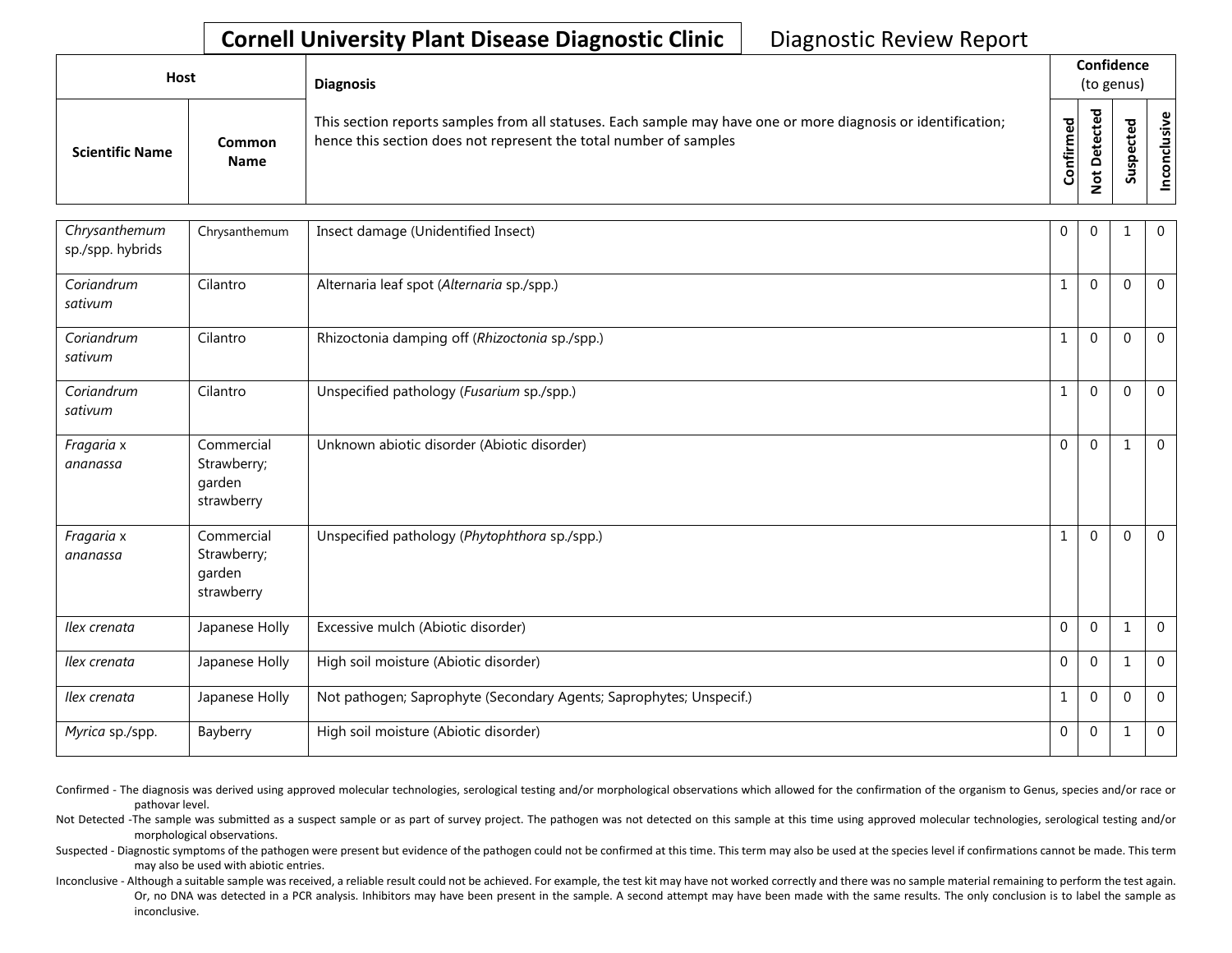## Cornell University Plant Disease Diagnostic Clinic

Diagnostic Review Report

| Host | | Diagnosis | Confidence (to genus) | | | |
|---|---|---|---|---|---|---|
| Scientific Name | Common Name | This section reports samples from all statuses. Each sample may have one or more diagnosis or identification; hence this section does not represent the total number of samples | Confirmed | Not Detected | Suspected | Inconclusive |
| *Chrysanthemum* sp./spp. hybrids | Chrysanthemum | Insect damage (Unidentified Insect) | 0 | 0 | 1 | 0 |
| *Coriandrum sativum* | Cilantro | Alternaria leaf spot (*Alternaria* sp./spp.) | 1 | 0 | 0 | 0 |
| *Coriandrum sativum* | Cilantro | Rhizoctonia damping off (*Rhizoctonia* sp./spp.) | 1 | 0 | 0 | 0 |
| *Coriandrum sativum* | Cilantro | Unspecified pathology (*Fusarium* sp./spp.) | 1 | 0 | 0 | 0 |
| *Fragaria* x *ananassa* | Commercial Strawberry; garden strawberry | Unknown abiotic disorder (Abiotic disorder) | 0 | 0 | 1 | 0 |
| *Fragaria* x *ananassa* | Commercial Strawberry; garden strawberry | Unspecified pathology (*Phytophthora* sp./spp.) | 1 | 0 | 0 | 0 |
| *Ilex crenata* | Japanese Holly | Excessive mulch (Abiotic disorder) | 0 | 0 | 1 | 0 |
| *Ilex crenata* | Japanese Holly | High soil moisture (Abiotic disorder) | 0 | 0 | 1 | 0 |
| *Ilex crenata* | Japanese Holly | Not pathogen; Saprophyte (Secondary Agents; Saprophytes; Unspecif.) | 1 | 0 | 0 | 0 |
| *Myrica* sp./spp. | Bayberry | High soil moisture (Abiotic disorder) | 0 | 0 | 1 | 0 |

Confirmed - The diagnosis was derived using approved molecular technologies, serological testing and/or morphological observations which allowed for the confirmation of the organism to Genus, species and/or race or pathovar level.

Not Detected -The sample was submitted as a suspect sample or as part of survey project. The pathogen was not detected on this sample at this time using approved molecular technologies, serological testing and/or morphological observations.

Suspected - Diagnostic symptoms of the pathogen were present but evidence of the pathogen could not be confirmed at this time. This term may also be used at the species level if confirmations cannot be made. This term may also be used with abiotic entries.

Inconclusive - Although a suitable sample was received, a reliable result could not be achieved. For example, the test kit may have not worked correctly and there was no sample material remaining to perform the test again. Or, no DNA was detected in a PCR analysis. Inhibitors may have been present in the sample. A second attempt may have been made with the same results. The only conclusion is to label the sample as inconclusive.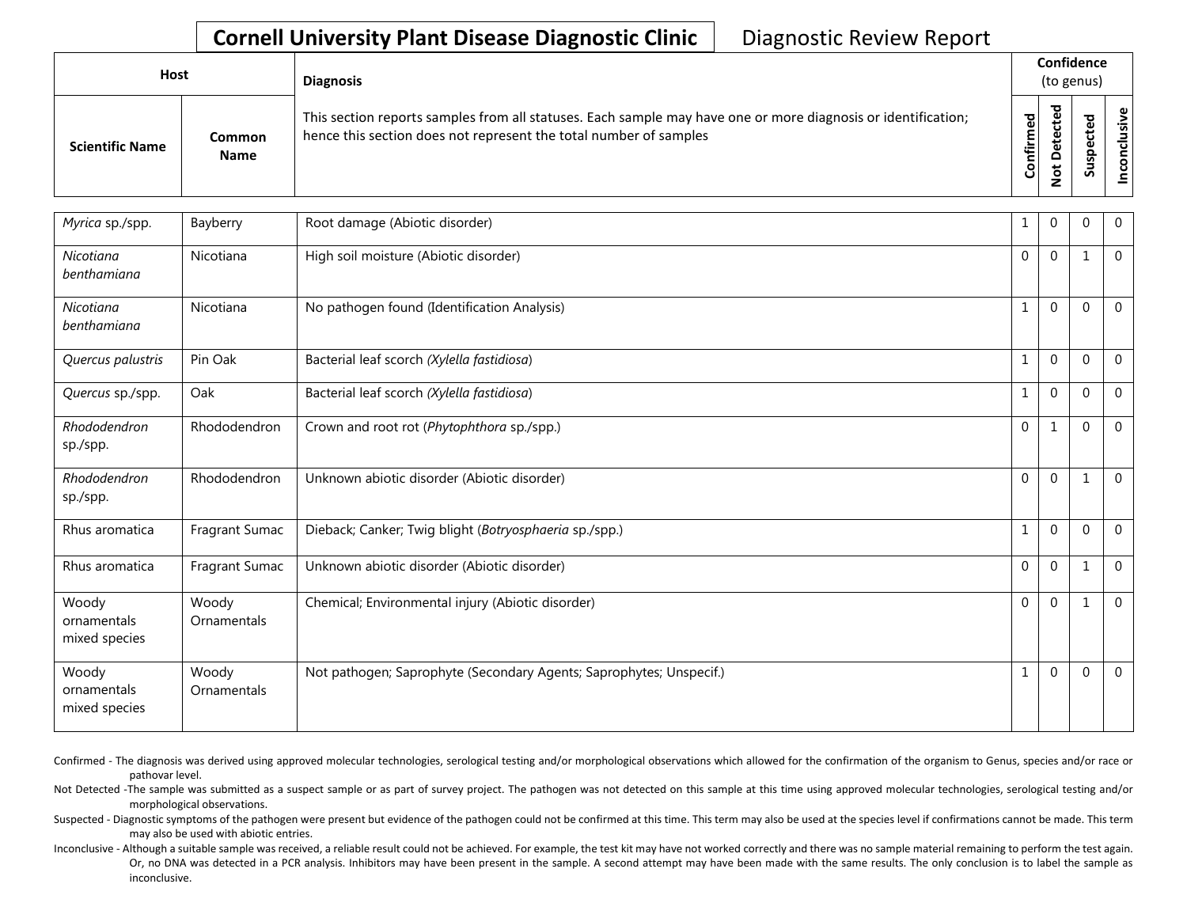**Cornell University Plant Disease Diagnostic Clinic** Diagnostic Review Report

| Host | | Diagnosis | Confidence (to genus) | | | |
|---|---|---|---|---|---|---|
| **Scientific Name** | **Common Name** | This section reports samples from all statuses. Each sample may have one or more diagnosis or identification; hence this section does not represent the total number of samples | **Confirmed** | **Not Detected** | **Suspected** | **Inconclusive** |
| *Myrica* sp./spp. | Bayberry | Root damage (Abiotic disorder) | 1 | 0 | 0 | 0 |
| *Nicotiana benthamiana* | Nicotiana | High soil moisture (Abiotic disorder) | 0 | 0 | 1 | 0 |
| *Nicotiana benthamiana* | Nicotiana | No pathogen found (Identification Analysis) | 1 | 0 | 0 | 0 |
| *Quercus palustris* | Pin Oak | Bacterial leaf scorch *(Xylella fastidiosa*) | 1 | 0 | 0 | 0 |
| *Quercus* sp./spp. | Oak | Bacterial leaf scorch *(Xylella fastidiosa*) | 1 | 0 | 0 | 0 |
| *Rhododendron* sp./spp. | Rhododendron | Crown and root rot (*Phytophthora* sp./spp.) | 0 | 1 | 0 | 0 |
| *Rhododendron* sp./spp. | Rhododendron | Unknown abiotic disorder (Abiotic disorder) | 0 | 0 | 1 | 0 |
| Rhus aromatica | Fragrant Sumac | Dieback; Canker; Twig blight (*Botryosphaeria* sp./spp.) | 1 | 0 | 0 | 0 |
| Rhus aromatica | Fragrant Sumac | Unknown abiotic disorder (Abiotic disorder) | 0 | 0 | 1 | 0 |
| Woody ornamentals mixed species | Woody Ornamentals | Chemical; Environmental injury (Abiotic disorder) | 0 | 0 | 1 | 0 |
| Woody ornamentals mixed species | Woody Ornamentals | Not pathogen; Saprophyte (Secondary Agents; Saprophytes; Unspecif.) | 1 | 0 | 0 | 0 |

Confirmed - The diagnosis was derived using approved molecular technologies, serological testing and/or morphological observations which allowed for the confirmation of the organism to Genus, species and/or race or pathovar level.

Not Detected -The sample was submitted as a suspect sample or as part of survey project. The pathogen was not detected on this sample at this time using approved molecular technologies, serological testing and/or morphological observations.

Suspected - Diagnostic symptoms of the pathogen were present but evidence of the pathogen could not be confirmed at this time. This term may also be used at the species level if confirmations cannot be made. This term may also be used with abiotic entries.

Inconclusive - Although a suitable sample was received, a reliable result could not be achieved. For example, the test kit may have not worked correctly and there was no sample material remaining to perform the test again. Or, no DNA was detected in a PCR analysis. Inhibitors may have been present in the sample. A second attempt may have been made with the same results. The only conclusion is to label the sample as inconclusive.